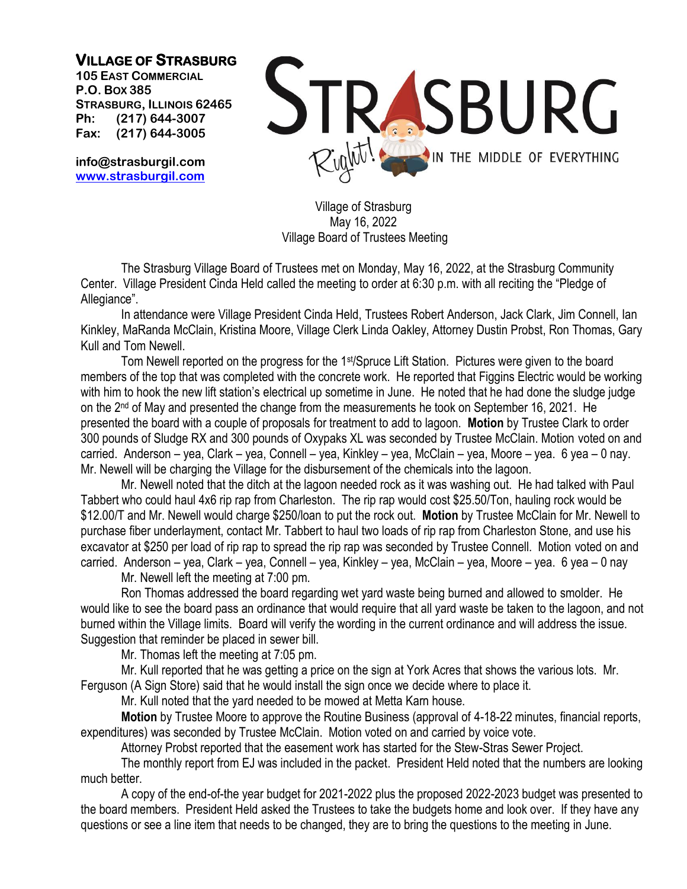**VILLAGE OF STRASBURG**
**105 EAST COMMERCIAL**
**P.O. BOX 385**
**STRASBURG, ILLINOIS 62465**
**Ph: (217) 644-3007**
**Fax: (217) 644-3005**

**info@strasburgil.com**
**www.strasburgil.com**

STRASBURG Right! IN THE MIDDLE OF EVERYTHING

Village of Strasburg
May 16, 2022
Village Board of Trustees Meeting

The Strasburg Village Board of Trustees met on Monday, May 16, 2022, at the Strasburg Community Center. Village President Cinda Held called the meeting to order at 6:30 p.m. with all reciting the "Pledge of Allegiance".

In attendance were Village President Cinda Held, Trustees Robert Anderson, Jack Clark, Jim Connell, Ian Kinkley, MaRanda McClain, Kristina Moore, Village Clerk Linda Oakley, Attorney Dustin Probst, Ron Thomas, Gary Kull and Tom Newell.

Tom Newell reported on the progress for the 1st/Spruce Lift Station. Pictures were given to the board members of the top that was completed with the concrete work. He reported that Figgins Electric would be working with him to hook the new lift station's electrical up sometime in June. He noted that he had done the sludge judge on the 2nd of May and presented the change from the measurements he took on September 16, 2021. He presented the board with a couple of proposals for treatment to add to lagoon. **Motion** by Trustee Clark to order 300 pounds of Sludge RX and 300 pounds of Oxypaks XL was seconded by Trustee McClain. Motion voted on and carried. Anderson – yea, Clark – yea, Connell – yea, Kinkley – yea, McClain – yea, Moore – yea. 6 yea – 0 nay. Mr. Newell will be charging the Village for the disbursement of the chemicals into the lagoon.

Mr. Newell noted that the ditch at the lagoon needed rock as it was washing out. He had talked with Paul Tabbert who could haul 4x6 rip rap from Charleston. The rip rap would cost $25.50/Ton, hauling rock would be $12.00/T and Mr. Newell would charge $250/loan to put the rock out. **Motion** by Trustee McClain for Mr. Newell to purchase fiber underlayment, contact Mr. Tabbert to haul two loads of rip rap from Charleston Stone, and use his excavator at $250 per load of rip rap to spread the rip rap was seconded by Trustee Connell. Motion voted on and carried. Anderson – yea, Clark – yea, Connell – yea, Kinkley – yea, McClain – yea, Moore – yea. 6 yea – 0 nay

Mr. Newell left the meeting at 7:00 pm.

Ron Thomas addressed the board regarding wet yard waste being burned and allowed to smolder. He would like to see the board pass an ordinance that would require that all yard waste be taken to the lagoon, and not burned within the Village limits. Board will verify the wording in the current ordinance and will address the issue. Suggestion that reminder be placed in sewer bill.

Mr. Thomas left the meeting at 7:05 pm.

Mr. Kull reported that he was getting a price on the sign at York Acres that shows the various lots. Mr. Ferguson (A Sign Store) said that he would install the sign once we decide where to place it.

Mr. Kull noted that the yard needed to be mowed at Metta Karn house.

**Motion** by Trustee Moore to approve the Routine Business (approval of 4-18-22 minutes, financial reports, expenditures) was seconded by Trustee McClain. Motion voted on and carried by voice vote.

Attorney Probst reported that the easement work has started for the Stew-Stras Sewer Project.

The monthly report from EJ was included in the packet. President Held noted that the numbers are looking much better.

A copy of the end-of-the year budget for 2021-2022 plus the proposed 2022-2023 budget was presented to the board members. President Held asked the Trustees to take the budgets home and look over. If they have any questions or see a line item that needs to be changed, they are to bring the questions to the meeting in June.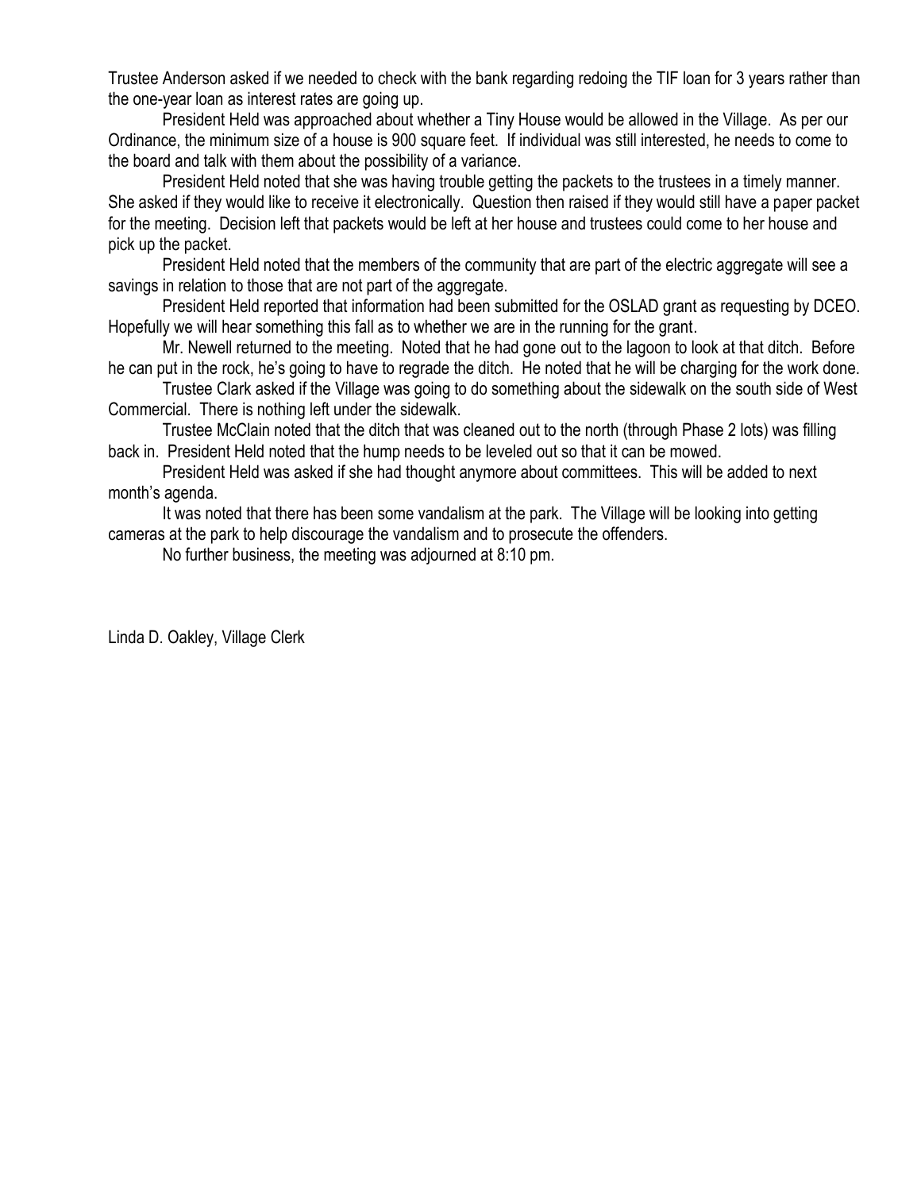Trustee Anderson asked if we needed to check with the bank regarding redoing the TIF loan for 3 years rather than the one-year loan as interest rates are going up.

President Held was approached about whether a Tiny House would be allowed in the Village. As per our Ordinance, the minimum size of a house is 900 square feet. If individual was still interested, he needs to come to the board and talk with them about the possibility of a variance.

President Held noted that she was having trouble getting the packets to the trustees in a timely manner. She asked if they would like to receive it electronically. Question then raised if they would still have a paper packet for the meeting. Decision left that packets would be left at her house and trustees could come to her house and pick up the packet.

President Held noted that the members of the community that are part of the electric aggregate will see a savings in relation to those that are not part of the aggregate.

President Held reported that information had been submitted for the OSLAD grant as requesting by DCEO. Hopefully we will hear something this fall as to whether we are in the running for the grant.

Mr. Newell returned to the meeting. Noted that he had gone out to the lagoon to look at that ditch. Before he can put in the rock, he's going to have to regrade the ditch. He noted that he will be charging for the work done.

Trustee Clark asked if the Village was going to do something about the sidewalk on the south side of West Commercial. There is nothing left under the sidewalk.

Trustee McClain noted that the ditch that was cleaned out to the north (through Phase 2 lots) was filling back in. President Held noted that the hump needs to be leveled out so that it can be mowed.

President Held was asked if she had thought anymore about committees. This will be added to next month's agenda.

It was noted that there has been some vandalism at the park. The Village will be looking into getting cameras at the park to help discourage the vandalism and to prosecute the offenders.

No further business, the meeting was adjourned at 8:10 pm.

Linda D. Oakley, Village Clerk